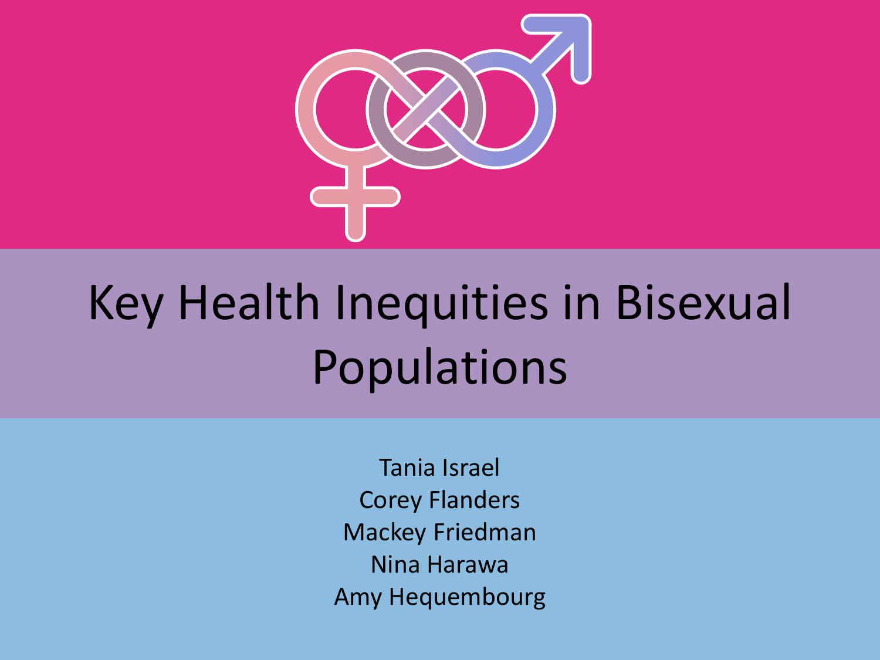# Key Health Inequities in Bisexual Populations

Tania Israel
Corey Flanders
Mackey Friedman
Nina Harawa
Amy Hequembourg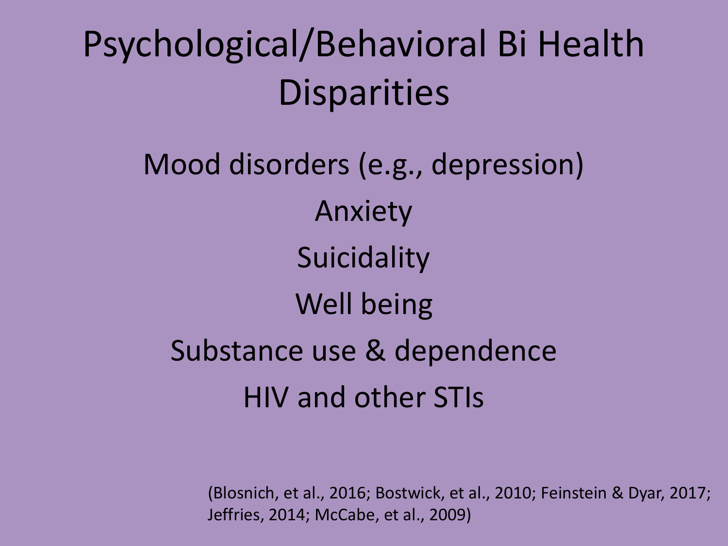# Psychological/Behavioral Bi Health Disparities

Mood disorders (e.g., depression)

Anxiety

Suicidality

Well being

Substance use & dependence

HIV and other STIs

(Blosnich, et al., 2016; Bostwick, et al., 2010; Feinstein & Dyar, 2017; Jeffries, 2014; McCabe, et al., 2009)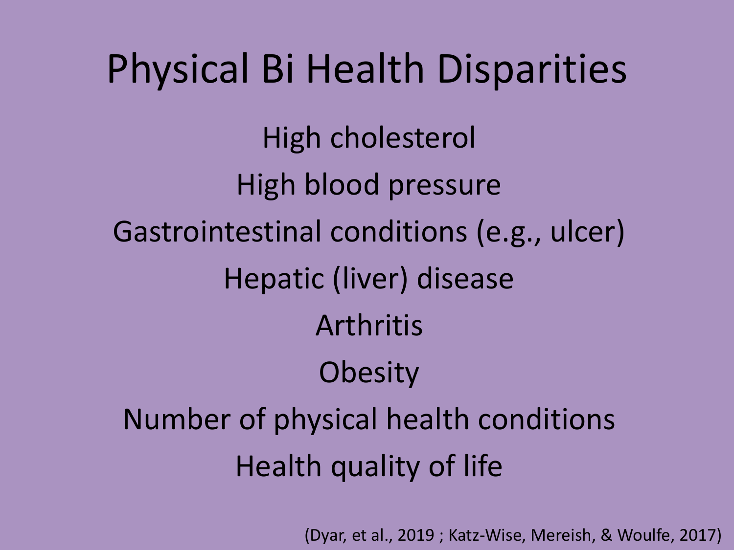# Physical Bi Health Disparities

High cholesterol

High blood pressure

Gastrointestinal conditions (e.g., ulcer)

Hepatic (liver) disease

Arthritis

Obesity

Number of physical health conditions

Health quality of life

(Dyar, et al., 2019 ; Katz-Wise, Mereish, & Woulfe, 2017)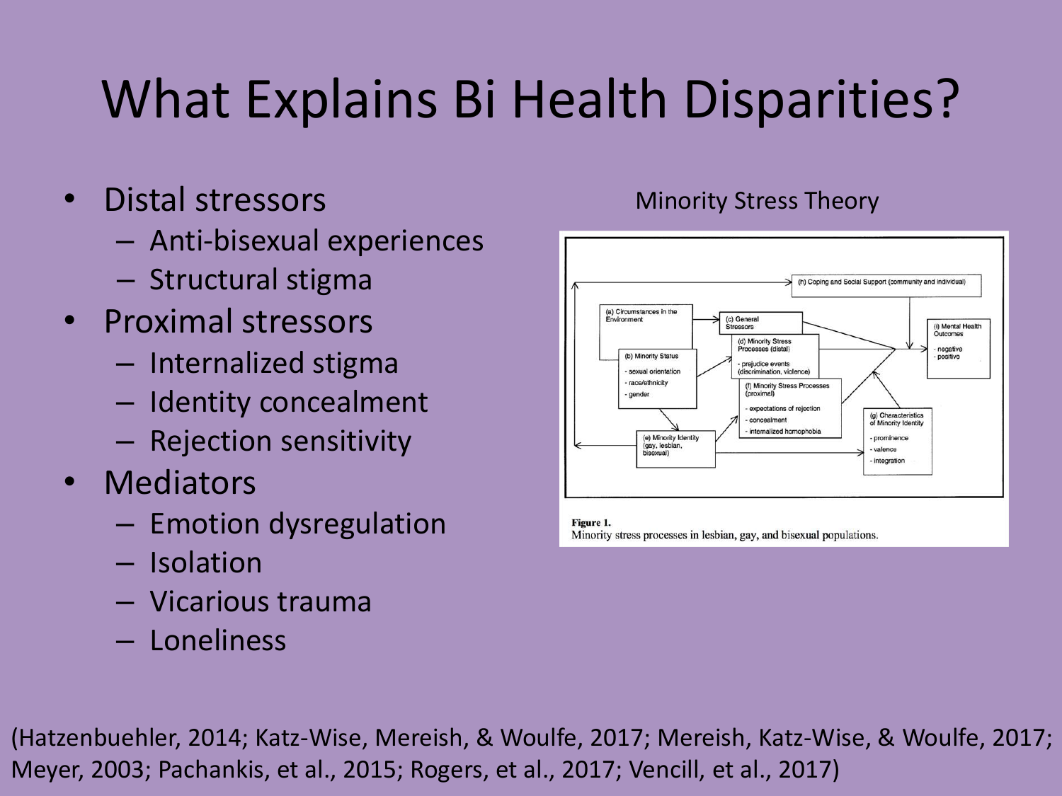# What Explains Bi Health Disparities?

- Distal stressors
  - Anti-bisexual experiences
  - Structural stigma
- Proximal stressors
  - Internalized stigma
  - Identity concealment
  - Rejection sensitivity
- Mediators
  - Emotion dysregulation
  - Isolation
  - Vicarious trauma
  - Loneliness

Minority Stress Theory

**Figure 1.**
Minority stress processes in lesbian, gay, and bisexual populations.

(Hatzenbuehler, 2014; Katz-Wise, Mereish, & Woulfe, 2017; Mereish, Katz-Wise, & Woulfe, 2017; Meyer, 2003; Pachankis, et al., 2015; Rogers, et al., 2017; Vencill, et al., 2017)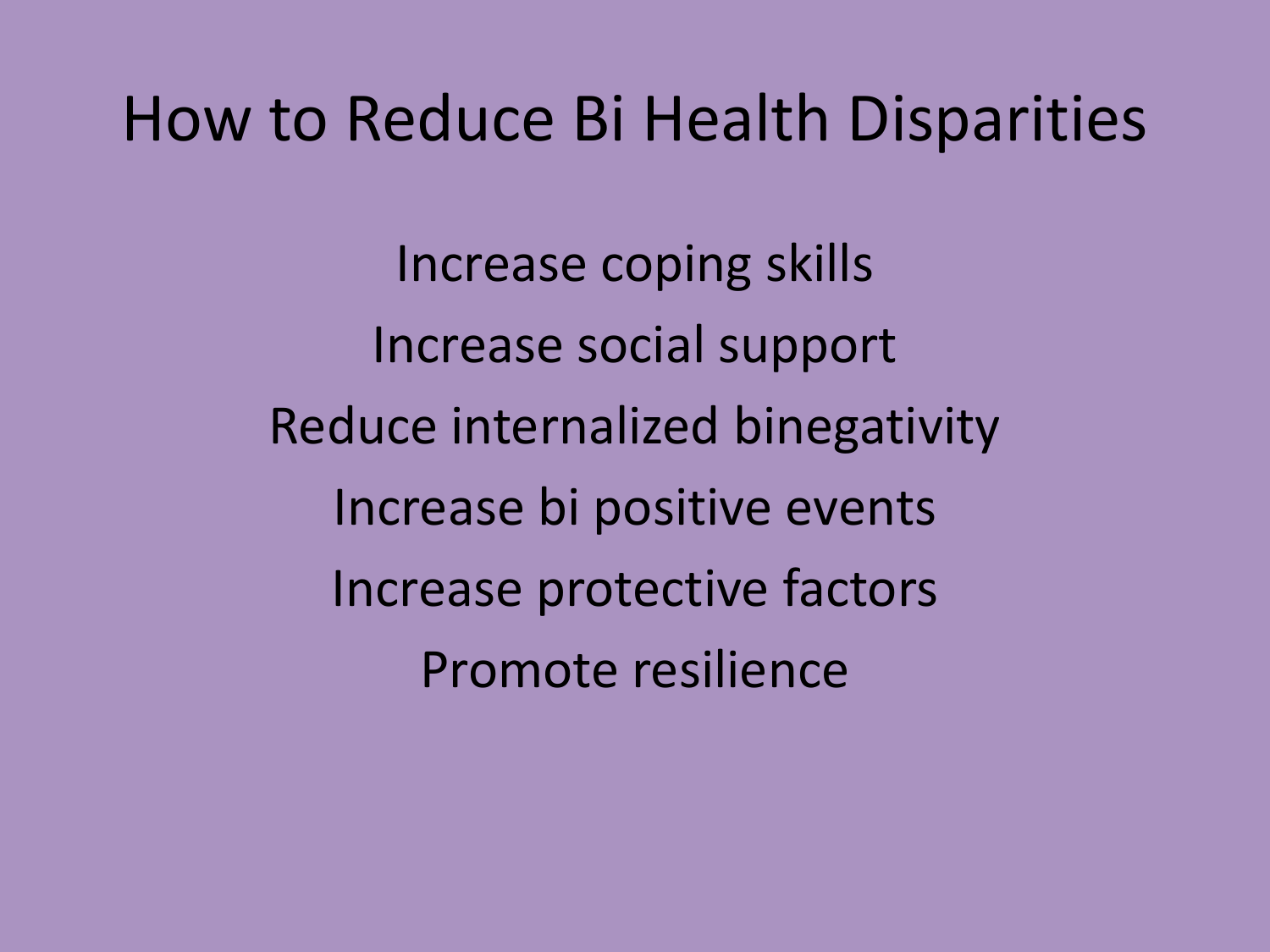# How to Reduce Bi Health Disparities

Increase coping skills

Increase social support

Reduce internalized binegativity

Increase bi positive events

Increase protective factors

Promote resilience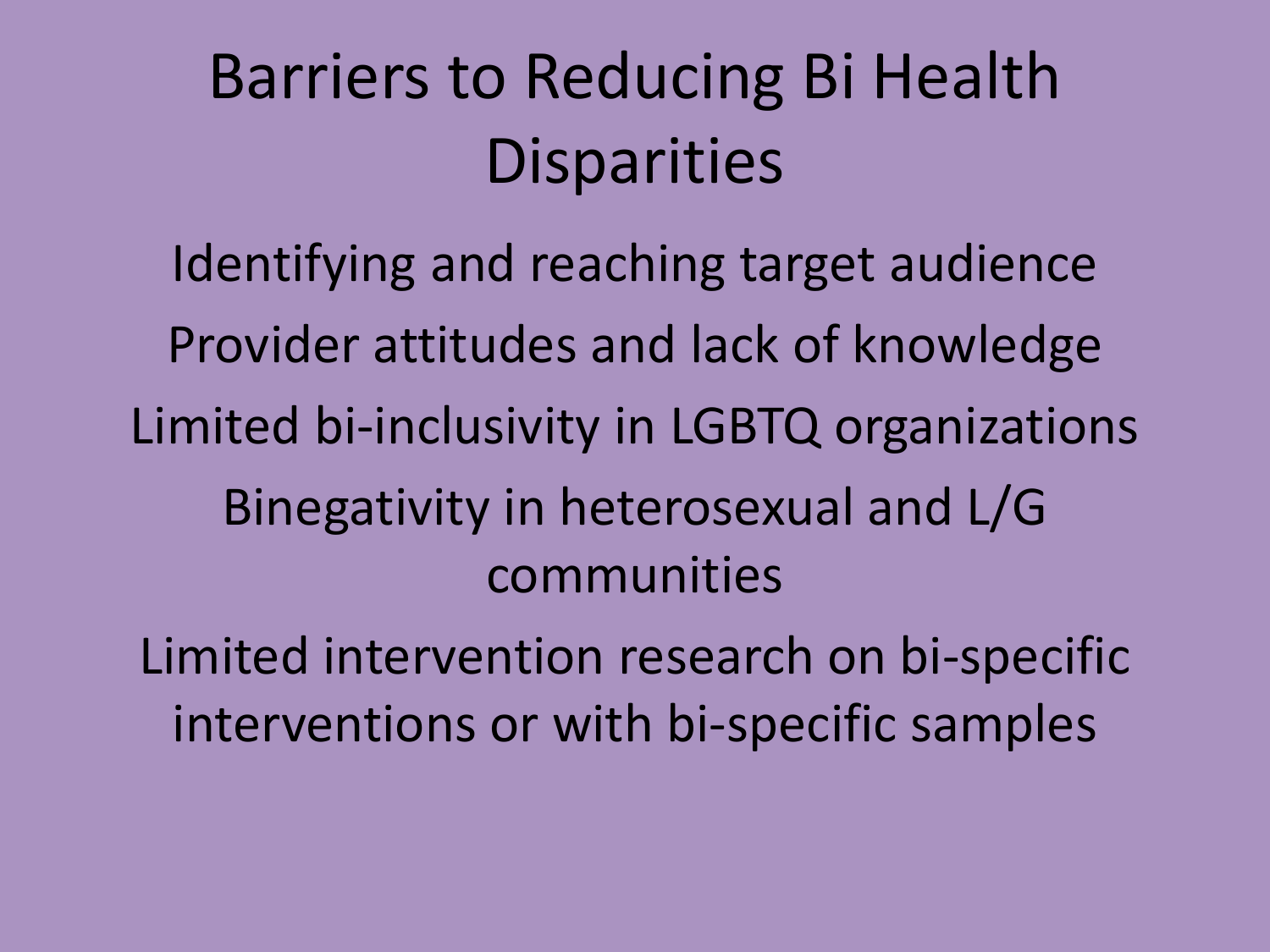# Barriers to Reducing Bi Health Disparities

Identifying and reaching target audience

Provider attitudes and lack of knowledge

Limited bi-inclusivity in LGBTQ organizations

Binegativity in heterosexual and L/G communities

Limited intervention research on bi-specific interventions or with bi-specific samples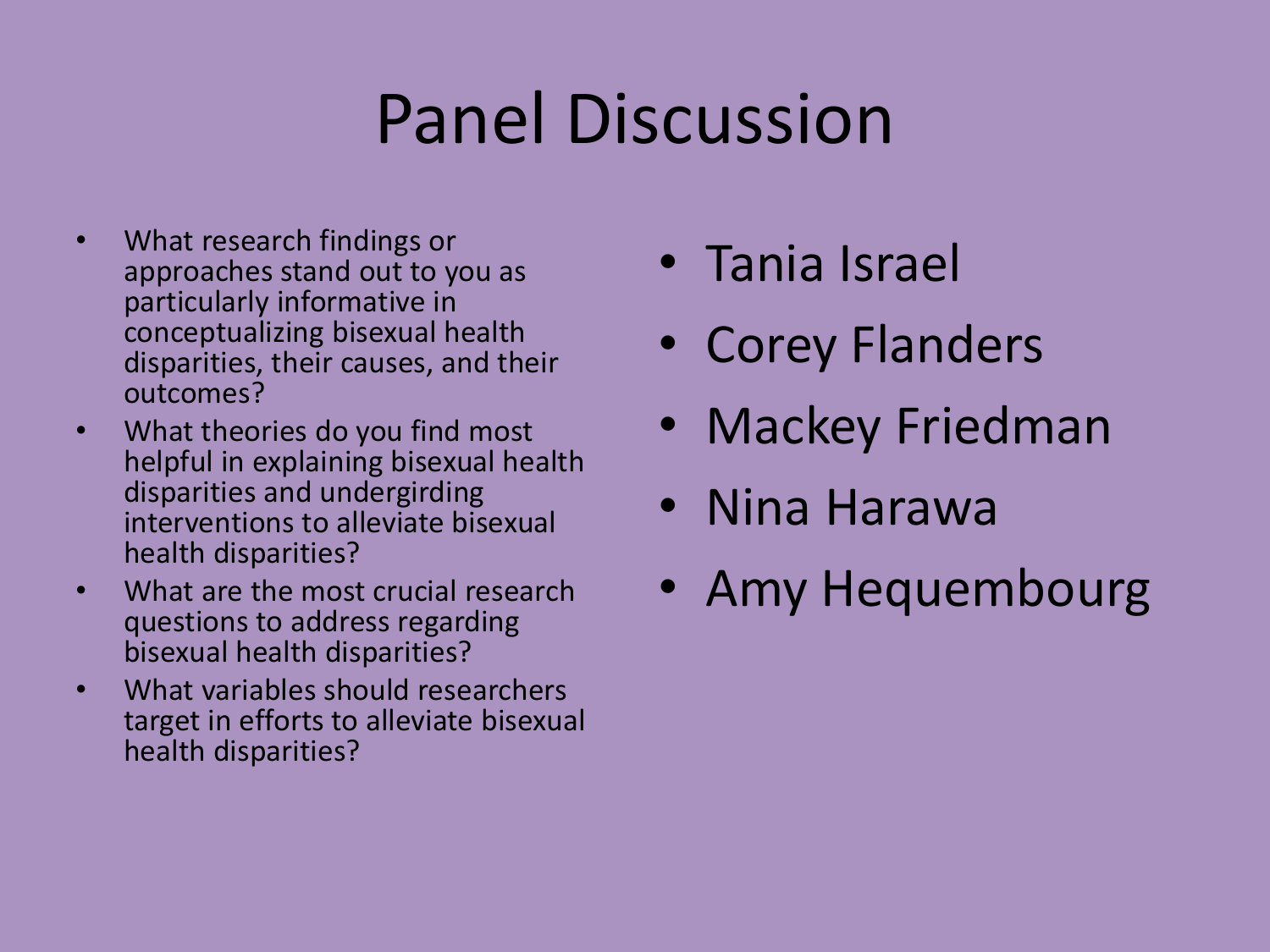# Panel Discussion

- What research findings or approaches stand out to you as particularly informative in conceptualizing bisexual health disparities, their causes, and their outcomes?
- What theories do you find most helpful in explaining bisexual health disparities and undergirding interventions to alleviate bisexual health disparities?
- What are the most crucial research questions to address regarding bisexual health disparities?
- What variables should researchers target in efforts to alleviate bisexual health disparities?

- Tania Israel
- Corey Flanders
- Mackey Friedman
- Nina Harawa
- Amy Hequembourg